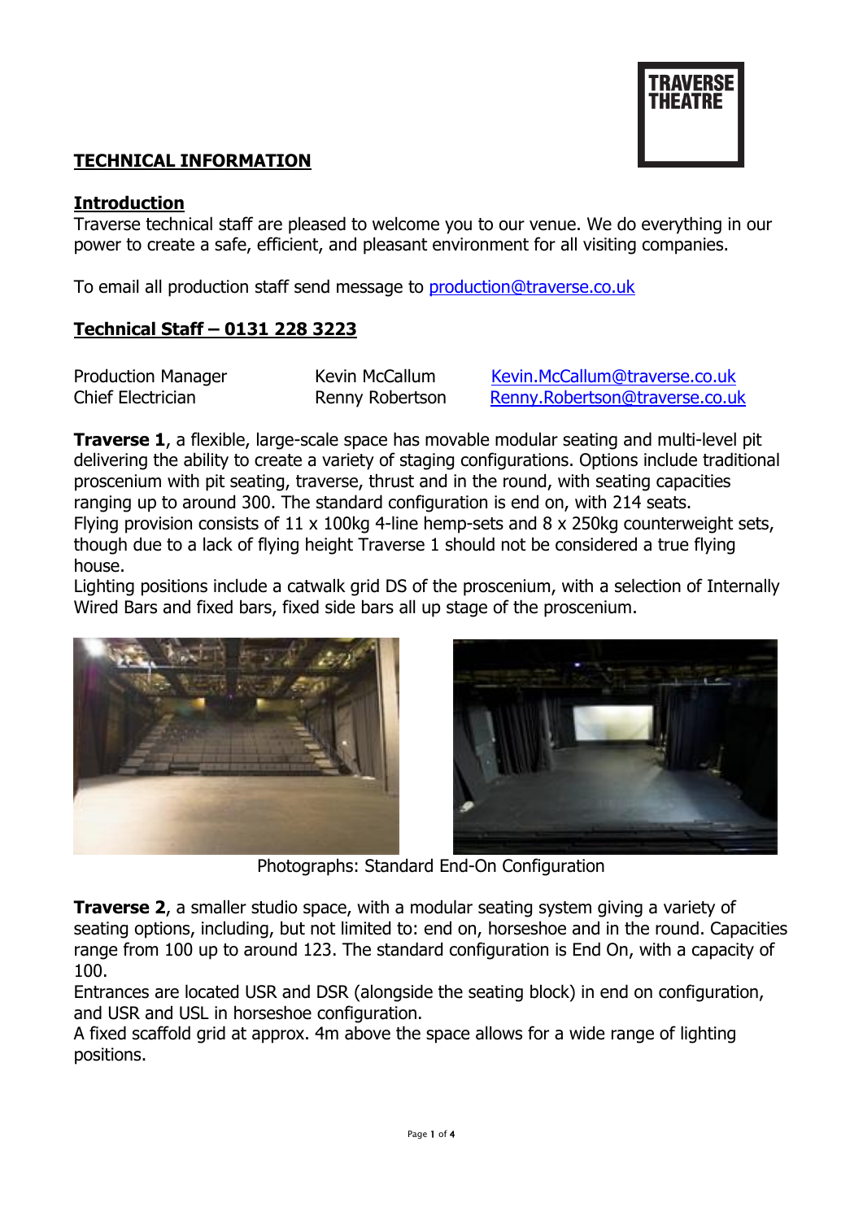TRAVERSE THEATRE

# TECHNICAL INFORMATION

## Introduction

Traverse technical staff are pleased to welcome you to our venue. We do everything in our power to create a safe, efficient, and pleasant environment for all visiting companies.

To email all production staff send message to production@traverse.co.uk

## Technical Staff – 0131 228 3223

| | | |
|---|---|---|
| Production Manager | Kevin McCallum | Kevin.McCallum@traverse.co.uk |
| Chief Electrician | Renny Robertson | Renny.Robertson@traverse.co.uk |

**Traverse 1**, a flexible, large-scale space has movable modular seating and multi-level pit delivering the ability to create a variety of staging configurations. Options include traditional proscenium with pit seating, traverse, thrust and in the round, with seating capacities ranging up to around 300. The standard configuration is end on, with 214 seats.
Flying provision consists of 11 x 100kg 4-line hemp-sets and 8 x 250kg counterweight sets, though due to a lack of flying height Traverse 1 should not be considered a true flying house.
Lighting positions include a catwalk grid DS of the proscenium, with a selection of Internally Wired Bars and fixed bars, fixed side bars all up stage of the proscenium.

Photographs: Standard End-On Configuration

**Traverse 2**, a smaller studio space, with a modular seating system giving a variety of seating options, including, but not limited to: end on, horseshoe and in the round. Capacities range from 100 up to around 123. The standard configuration is End On, with a capacity of 100.
Entrances are located USR and DSR (alongside the seating block) in end on configuration, and USR and USL in horseshoe configuration.
A fixed scaffold grid at approx. 4m above the space allows for a wide range of lighting positions.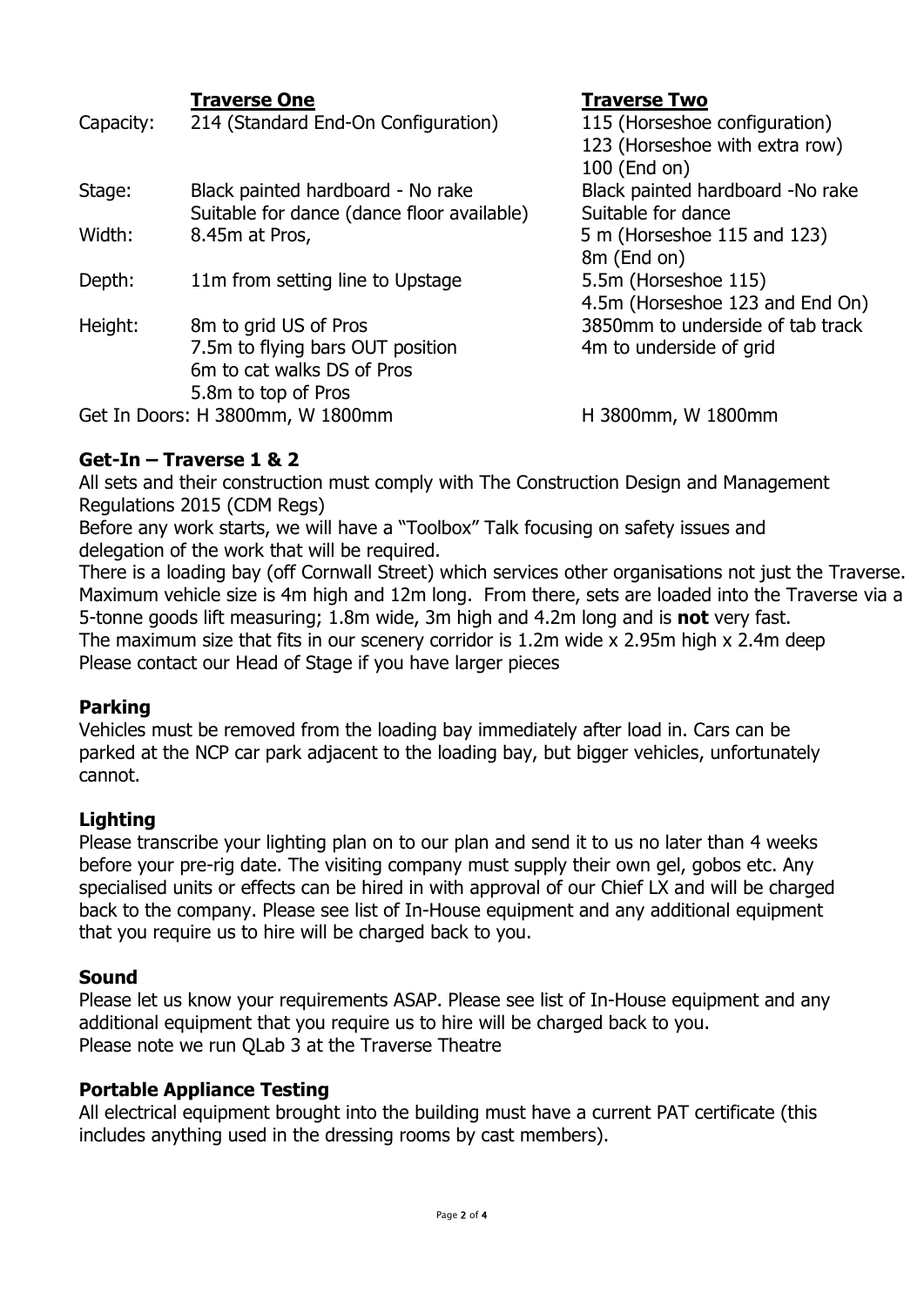| | **Traverse One** | **Traverse Two** |
|---|---|---|
| Capacity: | 214 (Standard End-On Configuration) | 115 (Horseshoe configuration)<br>123 (Horseshoe with extra row)<br>100 (End on) |
| Stage: | Black painted hardboard - No rake<br>Suitable for dance (dance floor available) | Black painted hardboard -No rake<br>Suitable for dance |
| Width: | 8.45m at Pros, | 5 m (Horseshoe 115 and 123)<br>8m (End on) |
| Depth: | 11m from setting line to Upstage | 5.5m (Horseshoe 115)<br>4.5m (Horseshoe 123 and End On) |
| Height: | 8m to grid US of Pros<br>7.5m to flying bars OUT position<br>6m to cat walks DS of Pros<br>5.8m to top of Pros | 3850mm to underside of tab track<br>4m to underside of grid |
| Get In Doors: | H 3800mm, W 1800mm | H 3800mm, W 1800mm |

## Get-In – Traverse 1 & 2

All sets and their construction must comply with The Construction Design and Management Regulations 2015 (CDM Regs)

Before any work starts, we will have a "Toolbox" Talk focusing on safety issues and delegation of the work that will be required.

There is a loading bay (off Cornwall Street) which services other organisations not just the Traverse. Maximum vehicle size is 4m high and 12m long. From there, sets are loaded into the Traverse via a 5-tonne goods lift measuring; 1.8m wide, 3m high and 4.2m long and is **not** very fast.

The maximum size that fits in our scenery corridor is 1.2m wide x 2.95m high x 2.4m deep

Please contact our Head of Stage if you have larger pieces

## Parking

Vehicles must be removed from the loading bay immediately after load in. Cars can be parked at the NCP car park adjacent to the loading bay, but bigger vehicles, unfortunately cannot.

## Lighting

Please transcribe your lighting plan on to our plan and send it to us no later than 4 weeks before your pre-rig date. The visiting company must supply their own gel, gobos etc. Any specialised units or effects can be hired in with approval of our Chief LX and will be charged back to the company. Please see list of In-House equipment and any additional equipment that you require us to hire will be charged back to you.

## Sound

Please let us know your requirements ASAP. Please see list of In-House equipment and any additional equipment that you require us to hire will be charged back to you.

Please note we run QLab 3 at the Traverse Theatre

## Portable Appliance Testing

All electrical equipment brought into the building must have a current PAT certificate (this includes anything used in the dressing rooms by cast members).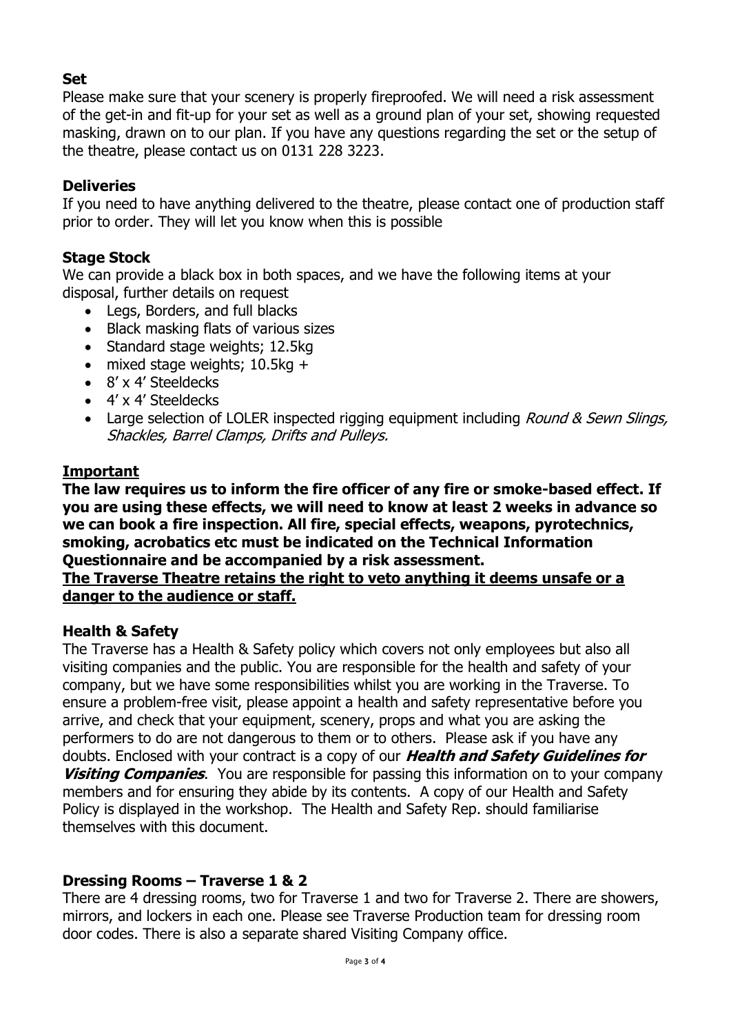### Set

Please make sure that your scenery is properly fireproofed. We will need a risk assessment of the get-in and fit-up for your set as well as a ground plan of your set, showing requested masking, drawn on to our plan. If you have any questions regarding the set or the setup of the theatre, please contact us on 0131 228 3223.

### Deliveries

If you need to have anything delivered to the theatre, please contact one of production staff prior to order. They will let you know when this is possible

### Stage Stock

We can provide a black box in both spaces, and we have the following items at your disposal, further details on request

- Legs, Borders, and full blacks
- Black masking flats of various sizes
- Standard stage weights; 12.5kg
- mixed stage weights; 10.5kg +
- 8' x 4' Steeldecks
- 4' x 4' Steeldecks
- Large selection of LOLER inspected rigging equipment including *Round & Sewn Slings, Shackles, Barrel Clamps, Drifts and Pulleys.*

### Important

**The law requires us to inform the fire officer of any fire or smoke-based effect. If you are using these effects, we will need to know at least 2 weeks in advance so we can book a fire inspection. All fire, special effects, weapons, pyrotechnics, smoking, acrobatics etc must be indicated on the Technical Information Questionnaire and be accompanied by a risk assessment.**

**The Traverse Theatre retains the right to veto anything it deems unsafe or a danger to the audience or staff.**

### Health & Safety

The Traverse has a Health & Safety policy which covers not only employees but also all visiting companies and the public. You are responsible for the health and safety of your company, but we have some responsibilities whilst you are working in the Traverse. To ensure a problem-free visit, please appoint a health and safety representative before you arrive, and check that your equipment, scenery, props and what you are asking the performers to do are not dangerous to them or to others. Please ask if you have any doubts. Enclosed with your contract is a copy of our ***Health and Safety Guidelines for Visiting Companies***. You are responsible for passing this information on to your company members and for ensuring they abide by its contents. A copy of our Health and Safety Policy is displayed in the workshop. The Health and Safety Rep. should familiarise themselves with this document.

### Dressing Rooms – Traverse 1 & 2

There are 4 dressing rooms, two for Traverse 1 and two for Traverse 2. There are showers, mirrors, and lockers in each one. Please see Traverse Production team for dressing room door codes. There is also a separate shared Visiting Company office.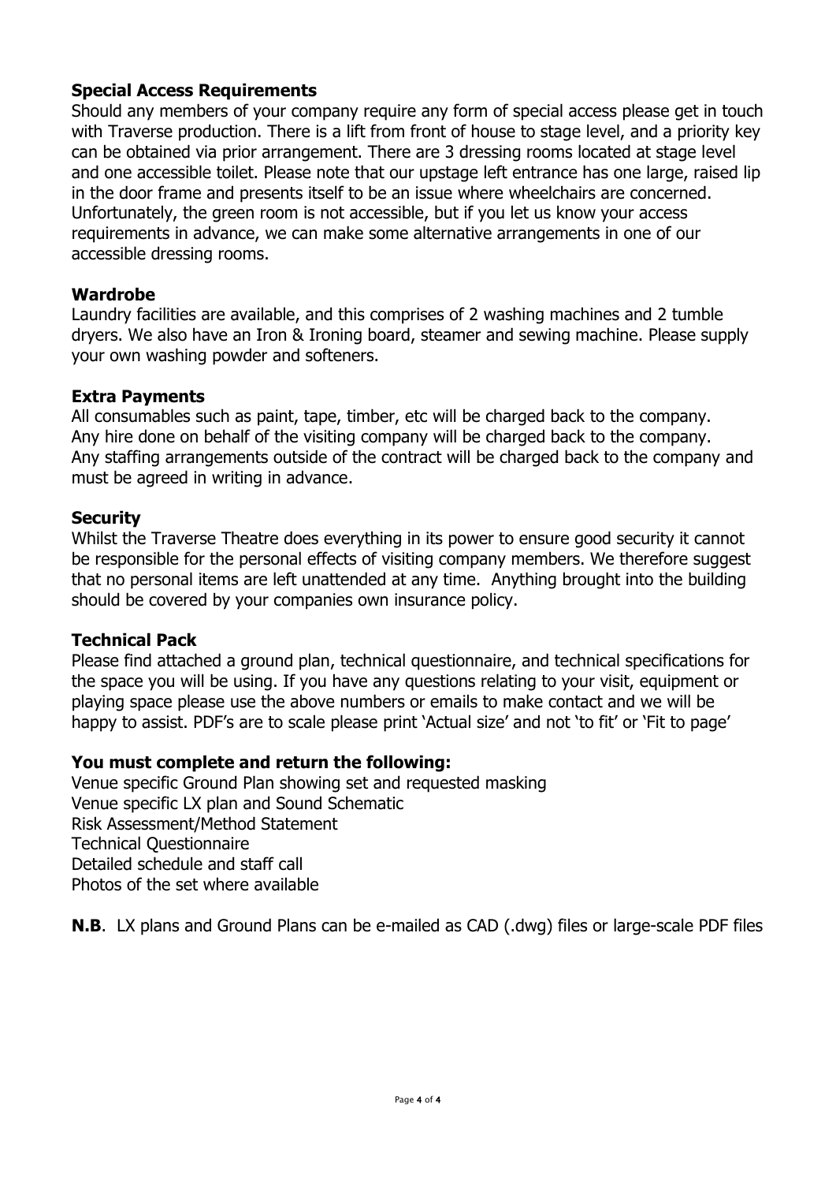### Special Access Requirements

Should any members of your company require any form of special access please get in touch with Traverse production. There is a lift from front of house to stage level, and a priority key can be obtained via prior arrangement. There are 3 dressing rooms located at stage level and one accessible toilet. Please note that our upstage left entrance has one large, raised lip in the door frame and presents itself to be an issue where wheelchairs are concerned. Unfortunately, the green room is not accessible, but if you let us know your access requirements in advance, we can make some alternative arrangements in one of our accessible dressing rooms.

### Wardrobe

Laundry facilities are available, and this comprises of 2 washing machines and 2 tumble dryers. We also have an Iron & Ironing board, steamer and sewing machine. Please supply your own washing powder and softeners.

### Extra Payments

All consumables such as paint, tape, timber, etc will be charged back to the company.
Any hire done on behalf of the visiting company will be charged back to the company.
Any staffing arrangements outside of the contract will be charged back to the company and must be agreed in writing in advance.

### Security

Whilst the Traverse Theatre does everything in its power to ensure good security it cannot be responsible for the personal effects of visiting company members. We therefore suggest that no personal items are left unattended at any time. Anything brought into the building should be covered by your companies own insurance policy.

### Technical Pack

Please find attached a ground plan, technical questionnaire, and technical specifications for the space you will be using. If you have any questions relating to your visit, equipment or playing space please use the above numbers or emails to make contact and we will be happy to assist. PDF's are to scale please print 'Actual size' and not 'to fit' or 'Fit to page'

### You must complete and return the following:

Venue specific Ground Plan showing set and requested masking
Venue specific LX plan and Sound Schematic
Risk Assessment/Method Statement
Technical Questionnaire
Detailed schedule and staff call
Photos of the set where available

**N.B**. LX plans and Ground Plans can be e-mailed as CAD (.dwg) files or large-scale PDF files